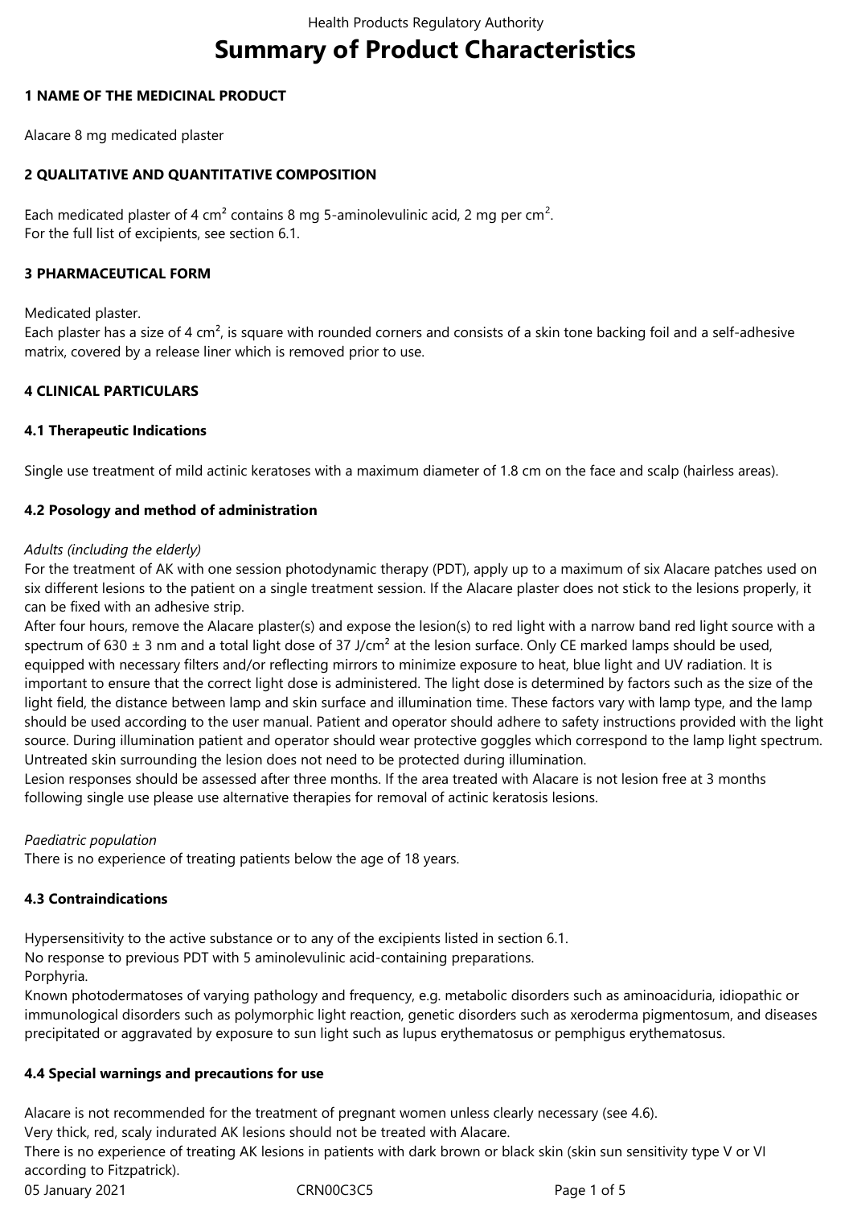# Summary of Product Characteristics

## 1 NAME OF THE MEDICINAL PRODUCT

Alacare 8 mg medicated plaster

## 2 QUALITATIVE AND QUANTITATIVE COMPOSITION

Each medicated plaster of 4 $cm^2$ contains 8 mg 5-aminolevulinic acid, 2 mg per $cm^2$.
For the full list of excipients, see section 6.1.

## 3 PHARMACEUTICAL FORM

Medicated plaster.
Each plaster has a size of 4 $cm^2$, is square with rounded corners and consists of a skin tone backing foil and a self-adhesive matrix, covered by a release liner which is removed prior to use.

## 4 CLINICAL PARTICULARS

### 4.1 Therapeutic Indications

Single use treatment of mild actinic keratoses with a maximum diameter of 1.8 cm on the face and scalp (hairless areas).

### 4.2 Posology and method of administration

*Adults (including the elderly)*
For the treatment of AK with one session photodynamic therapy (PDT), apply up to a maximum of six Alacare patches used on six different lesions to the patient on a single treatment session. If the Alacare plaster does not stick to the lesions properly, it can be fixed with an adhesive strip.
After four hours, remove the Alacare plaster(s) and expose the lesion(s) to red light with a narrow band red light source with a spectrum of 630 ± 3 nm and a total light dose of 37 J/$cm^2$ at the lesion surface. Only CE marked lamps should be used, equipped with necessary filters and/or reflecting mirrors to minimize exposure to heat, blue light and UV radiation. It is important to ensure that the correct light dose is administered. The light dose is determined by factors such as the size of the light field, the distance between lamp and skin surface and illumination time. These factors vary with lamp type, and the lamp should be used according to the user manual. Patient and operator should adhere to safety instructions provided with the light source. During illumination patient and operator should wear protective goggles which correspond to the lamp light spectrum. Untreated skin surrounding the lesion does not need to be protected during illumination.
Lesion responses should be assessed after three months. If the area treated with Alacare is not lesion free at 3 months following single use please use alternative therapies for removal of actinic keratosis lesions.

*Paediatric population*
There is no experience of treating patients below the age of 18 years.

### 4.3 Contraindications

Hypersensitivity to the active substance or to any of the excipients listed in section 6.1.
No response to previous PDT with 5 aminolevulinic acid-containing preparations.
Porphyria.
Known photodermatoses of varying pathology and frequency, e.g. metabolic disorders such as aminoaciduria, idiopathic or immunological disorders such as polymorphic light reaction, genetic disorders such as xeroderma pigmentosum, and diseases precipitated or aggravated by exposure to sun light such as lupus erythematosus or pemphigus erythematosus.

### 4.4 Special warnings and precautions for use

Alacare is not recommended for the treatment of pregnant women unless clearly necessary (see 4.6).
Very thick, red, scaly indurated AK lesions should not be treated with Alacare.
There is no experience of treating AK lesions in patients with dark brown or black skin (skin sun sensitivity type V or VI according to Fitzpatrick).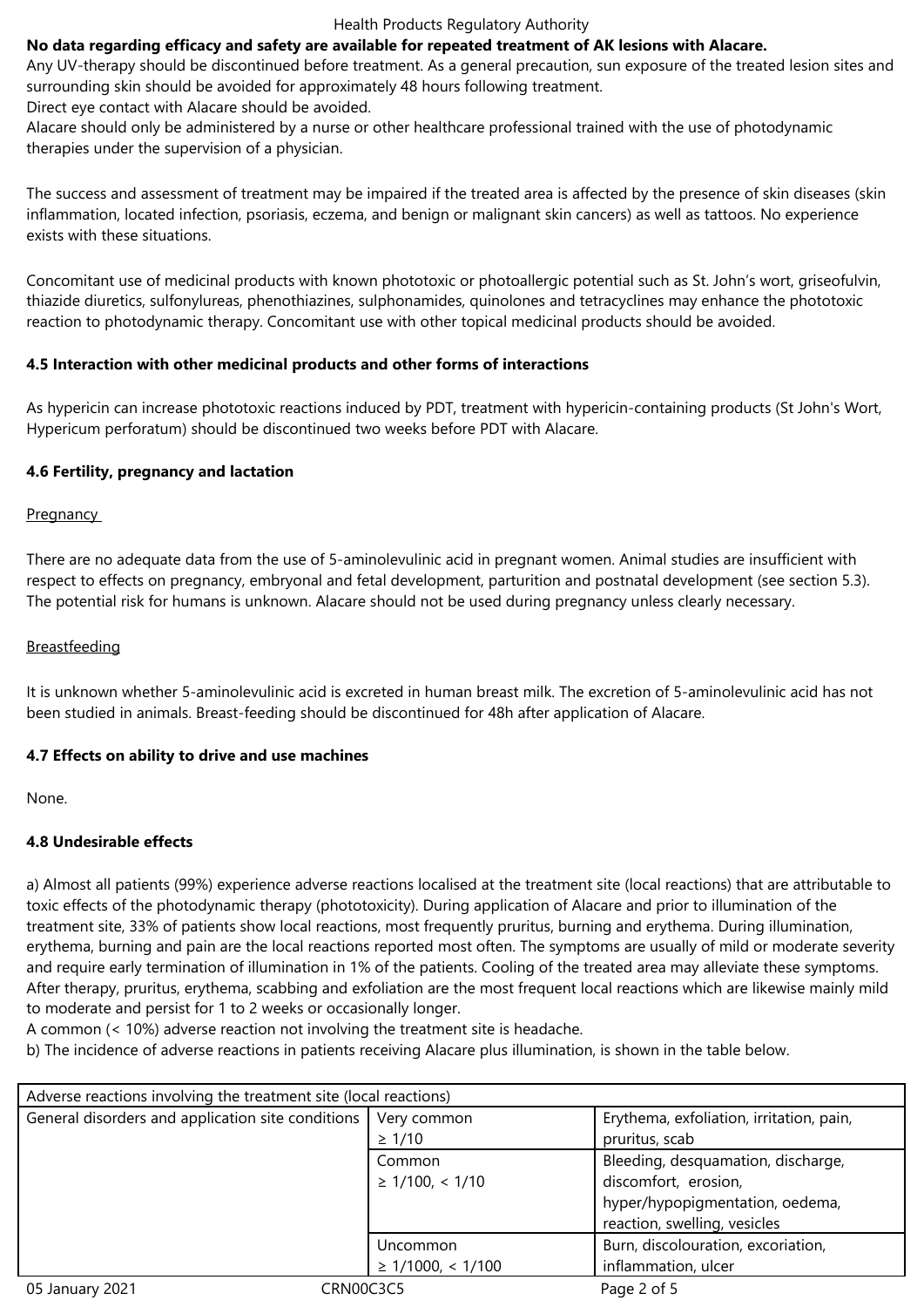**No data regarding efficacy and safety are available for repeated treatment of AK lesions with Alacare.**

Any UV-therapy should be discontinued before treatment. As a general precaution, sun exposure of the treated lesion sites and surrounding skin should be avoided for approximately 48 hours following treatment.

Direct eye contact with Alacare should be avoided.

Alacare should only be administered by a nurse or other healthcare professional trained with the use of photodynamic therapies under the supervision of a physician.

The success and assessment of treatment may be impaired if the treated area is affected by the presence of skin diseases (skin inflammation, located infection, psoriasis, eczema, and benign or malignant skin cancers) as well as tattoos. No experience exists with these situations.

Concomitant use of medicinal products with known phototoxic or photoallergic potential such as St. John's wort, griseofulvin, thiazide diuretics, sulfonylureas, phenothiazines, sulphonamides, quinolones and tetracyclines may enhance the phototoxic reaction to photodynamic therapy. Concomitant use with other topical medicinal products should be avoided.

### 4.5 Interaction with other medicinal products and other forms of interactions

As hypericin can increase phototoxic reactions induced by PDT, treatment with hypericin-containing products (St John's Wort, Hypericum perforatum) should be discontinued two weeks before PDT with Alacare.

### 4.6 Fertility, pregnancy and lactation

Pregnancy

There are no adequate data from the use of 5-aminolevulinic acid in pregnant women. Animal studies are insufficient with respect to effects on pregnancy, embryonal and fetal development, parturition and postnatal development (see section 5.3). The potential risk for humans is unknown. Alacare should not be used during pregnancy unless clearly necessary.

Breastfeeding

It is unknown whether 5-aminolevulinic acid is excreted in human breast milk. The excretion of 5-aminolevulinic acid has not been studied in animals. Breast-feeding should be discontinued for 48h after application of Alacare.

### 4.7 Effects on ability to drive and use machines

None.

### 4.8 Undesirable effects

a) Almost all patients (99%) experience adverse reactions localised at the treatment site (local reactions) that are attributable to toxic effects of the photodynamic therapy (phototoxicity). During application of Alacare and prior to illumination of the treatment site, 33% of patients show local reactions, most frequently pruritus, burning and erythema. During illumination, erythema, burning and pain are the local reactions reported most often. The symptoms are usually of mild or moderate severity and require early termination of illumination in 1% of the patients. Cooling of the treated area may alleviate these symptoms. After therapy, pruritus, erythema, scabbing and exfoliation are the most frequent local reactions which are likewise mainly mild to moderate and persist for 1 to 2 weeks or occasionally longer.

A common (< 10%) adverse reaction not involving the treatment site is headache.

b) The incidence of adverse reactions in patients receiving Alacare plus illumination, is shown in the table below.

| Adverse reactions involving the treatment site (local reactions) | | |
|---|---|---|
| General disorders and application site conditions | Very common $\geq 1/10$ | Erythema, exfoliation, irritation, pain, pruritus, scab |
| | Common $\geq 1/100$, $< 1/10$ | Bleeding, desquamation, discharge, discomfort, erosion, hyper/hypopigmentation, oedema, reaction, swelling, vesicles |
| | Uncommon $\geq 1/1000$, $< 1/100$ | Burn, discolouration, excoriation, inflammation, ulcer |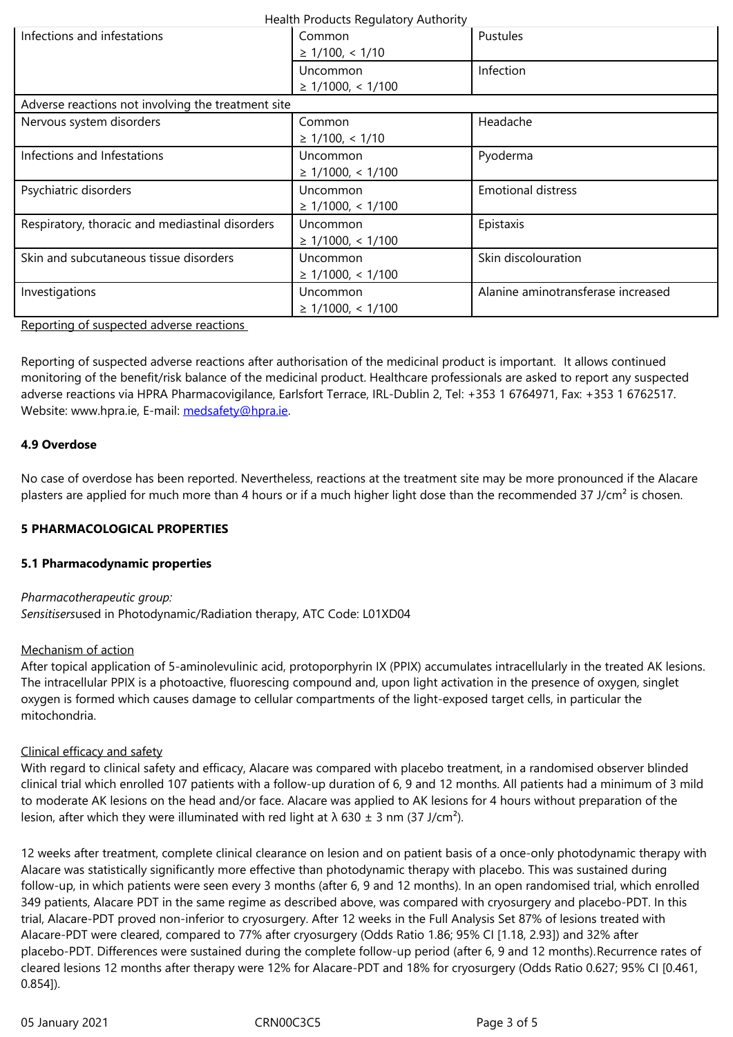| | | |
|---|---|---|
| Infections and infestations | Common ≥ 1/100, < 1/10 | Pustules |
| | Uncommon ≥ 1/1000, < 1/100 | Infection |
| Adverse reactions not involving the treatment site | | |
| Nervous system disorders | Common ≥ 1/100, < 1/10 | Headache |
| Infections and Infestations | Uncommon ≥ 1/1000, < 1/100 | Pyoderma |
| Psychiatric disorders | Uncommon ≥ 1/1000, < 1/100 | Emotional distress |
| Respiratory, thoracic and mediastinal disorders | Uncommon ≥ 1/1000, < 1/100 | Epistaxis |
| Skin and subcutaneous tissue disorders | Uncommon ≥ 1/1000, < 1/100 | Skin discolouration |
| Investigations | Uncommon ≥ 1/1000, < 1/100 | Alanine aminotransferase increased |

Reporting of suspected adverse reactions

Reporting of suspected adverse reactions after authorisation of the medicinal product is important. It allows continued monitoring of the benefit/risk balance of the medicinal product. Healthcare professionals are asked to report any suspected adverse reactions via HPRA Pharmacovigilance, Earlsfort Terrace, IRL-Dublin 2, Tel: +353 1 6764971, Fax: +353 1 6762517. Website: www.hpra.ie, E-mail: medsafety@hpra.ie.

**4.9 Overdose**

No case of overdose has been reported. Nevertheless, reactions at the treatment site may be more pronounced if the Alacare plasters are applied for much more than 4 hours or if a much higher light dose than the recommended 37 J/cm² is chosen.

**5 PHARMACOLOGICAL PROPERTIES**

**5.1 Pharmacodynamic properties**

*Pharmacotherapeutic group:*
*Sensitisers*used in Photodynamic/Radiation therapy, ATC Code: L01XD04

Mechanism of action
After topical application of 5-aminolevulinic acid, protoporphyrin IX (PPIX) accumulates intracellularly in the treated AK lesions. The intracellular PPIX is a photoactive, fluorescing compound and, upon light activation in the presence of oxygen, singlet oxygen is formed which causes damage to cellular compartments of the light-exposed target cells, in particular the mitochondria.

Clinical efficacy and safety
With regard to clinical safety and efficacy, Alacare was compared with placebo treatment, in a randomised observer blinded clinical trial which enrolled 107 patients with a follow-up duration of 6, 9 and 12 months. All patients had a minimum of 3 mild to moderate AK lesions on the head and/or face. Alacare was applied to AK lesions for 4 hours without preparation of the lesion, after which they were illuminated with red light at $\lambda$ 630 ± 3 nm (37 J/cm²).

12 weeks after treatment, complete clinical clearance on lesion and on patient basis of a once-only photodynamic therapy with Alacare was statistically significantly more effective than photodynamic therapy with placebo. This was sustained during follow-up, in which patients were seen every 3 months (after 6, 9 and 12 months). In an open randomised trial, which enrolled 349 patients, Alacare PDT in the same regime as described above, was compared with cryosurgery and placebo-PDT. In this trial, Alacare-PDT proved non-inferior to cryosurgery. After 12 weeks in the Full Analysis Set 87% of lesions treated with Alacare-PDT were cleared, compared to 77% after cryosurgery (Odds Ratio 1.86; 95% CI [1.18, 2.93]) and 32% after placebo-PDT. Differences were sustained during the complete follow-up period (after 6, 9 and 12 months).Recurrence rates of cleared lesions 12 months after therapy were 12% for Alacare-PDT and 18% for cryosurgery (Odds Ratio 0.627; 95% CI [0.461, 0.854]).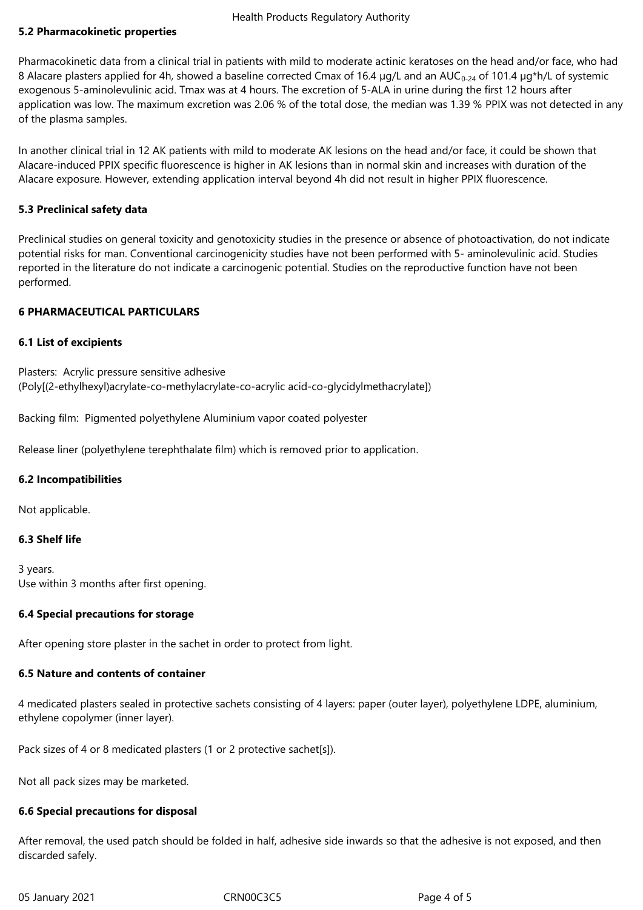## 5.2 Pharmacokinetic properties

Pharmacokinetic data from a clinical trial in patients with mild to moderate actinic keratoses on the head and/or face, who had 8 Alacare plasters applied for 4h, showed a baseline corrected Cmax of 16.4 µg/L and an $AUC_{0\text{-}24}$ of 101.4 µg*h/L of systemic exogenous 5-aminolevulinic acid. Tmax was at 4 hours. The excretion of 5-ALA in urine during the first 12 hours after application was low. The maximum excretion was 2.06 % of the total dose, the median was 1.39 % PPIX was not detected in any of the plasma samples.

In another clinical trial in 12 AK patients with mild to moderate AK lesions on the head and/or face, it could be shown that Alacare-induced PPIX specific fluorescence is higher in AK lesions than in normal skin and increases with duration of the Alacare exposure. However, extending application interval beyond 4h did not result in higher PPIX fluorescence.

## 5.3 Preclinical safety data

Preclinical studies on general toxicity and genotoxicity studies in the presence or absence of photoactivation, do not indicate potential risks for man. Conventional carcinogenicity studies have not been performed with 5- aminolevulinic acid. Studies reported in the literature do not indicate a carcinogenic potential. Studies on the reproductive function have not been performed.

# 6 PHARMACEUTICAL PARTICULARS

## 6.1 List of excipients

Plasters: Acrylic pressure sensitive adhesive (Poly[(2-ethylhexyl)acrylate-co-methylacrylate-co-acrylic acid-co-glycidylmethacrylate])

Backing film: Pigmented polyethylene Aluminium vapor coated polyester

Release liner (polyethylene terephthalate film) which is removed prior to application.

## 6.2 Incompatibilities

Not applicable.

## 6.3 Shelf life

3 years.
Use within 3 months after first opening.

## 6.4 Special precautions for storage

After opening store plaster in the sachet in order to protect from light.

## 6.5 Nature and contents of container

4 medicated plasters sealed in protective sachets consisting of 4 layers: paper (outer layer), polyethylene LDPE, aluminium, ethylene copolymer (inner layer).

Pack sizes of 4 or 8 medicated plasters (1 or 2 protective sachet[s]).

Not all pack sizes may be marketed.

## 6.6 Special precautions for disposal

After removal, the used patch should be folded in half, adhesive side inwards so that the adhesive is not exposed, and then discarded safely.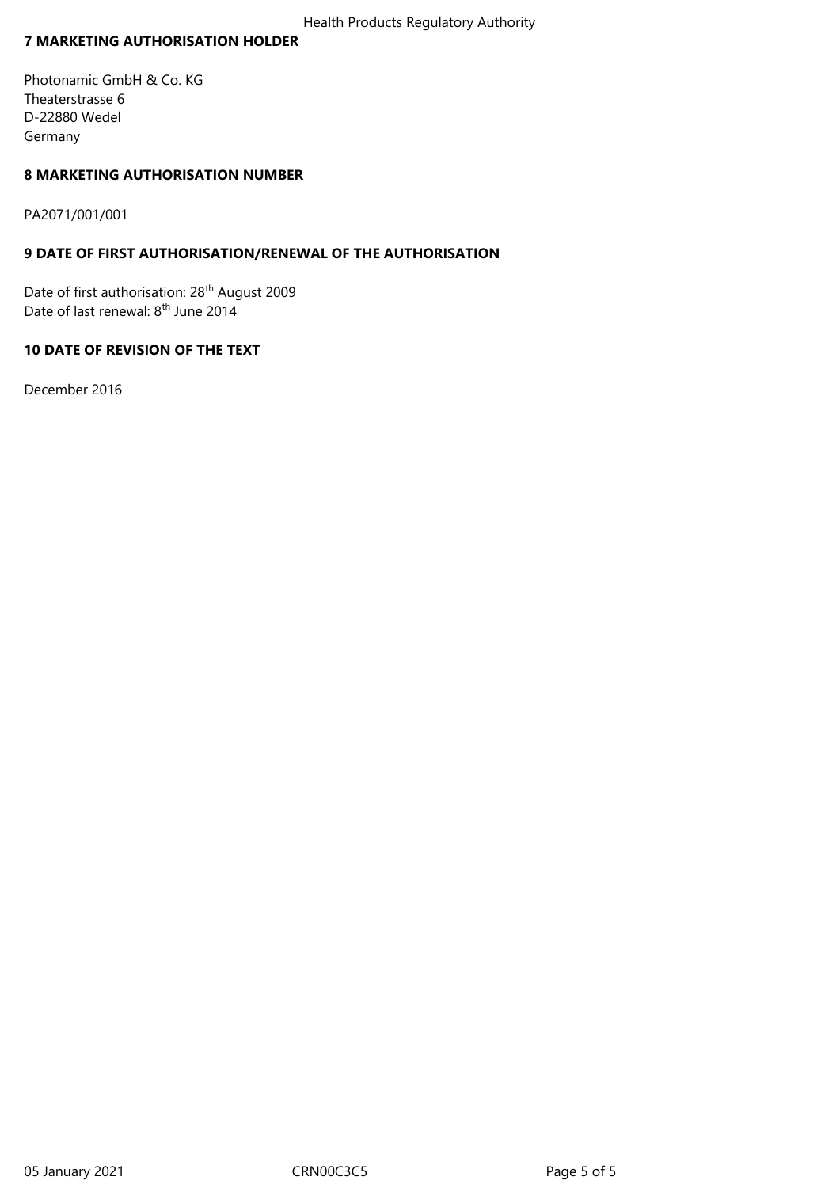## 7 MARKETING AUTHORISATION HOLDER

Photonamic GmbH & Co. KG
Theaterstrasse 6
D-22880 Wedel
Germany

## 8 MARKETING AUTHORISATION NUMBER

PA2071/001/001

## 9 DATE OF FIRST AUTHORISATION/RENEWAL OF THE AUTHORISATION

Date of first authorisation: 28th August 2009
Date of last renewal: 8th June 2014

## 10 DATE OF REVISION OF THE TEXT

December 2016